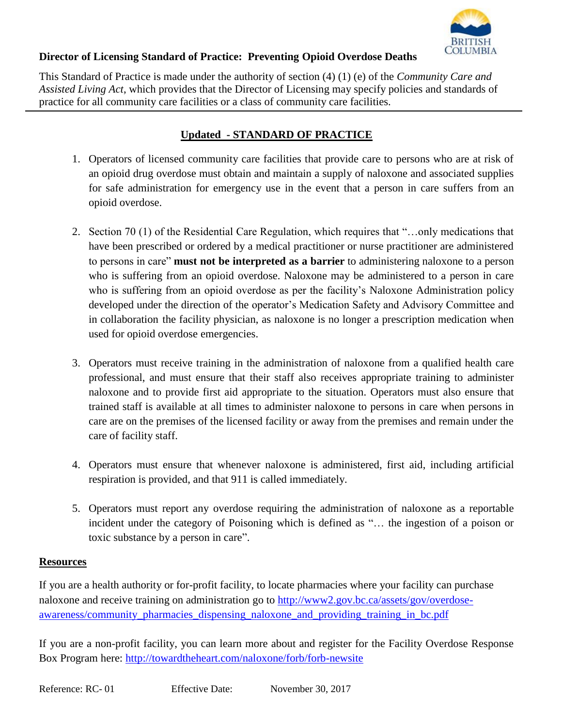**Director of Licensing Standard of Practice: Preventing Opioid Overdose Deaths**

This Standard of Practice is made under the authority of section (4) (1) (e) of the *Community Care and Assisted Living Act*, which provides that the Director of Licensing may specify policies and standards of practice for all community care facilities or a class of community care facilities.

---

## Updated - STANDARD OF PRACTICE

1. Operators of licensed community care facilities that provide care to persons who are at risk of an opioid drug overdose must obtain and maintain a supply of naloxone and associated supplies for safe administration for emergency use in the event that a person in care suffers from an opioid overdose.

2. Section 70 (1) of the Residential Care Regulation, which requires that "…only medications that have been prescribed or ordered by a medical practitioner or nurse practitioner are administered to persons in care" **must not be interpreted as a barrier** to administering naloxone to a person who is suffering from an opioid overdose. Naloxone may be administered to a person in care who is suffering from an opioid overdose as per the facility's Naloxone Administration policy developed under the direction of the operator's Medication Safety and Advisory Committee and in collaboration the facility physician, as naloxone is no longer a prescription medication when used for opioid overdose emergencies.

3. Operators must receive training in the administration of naloxone from a qualified health care professional, and must ensure that their staff also receives appropriate training to administer naloxone and to provide first aid appropriate to the situation. Operators must also ensure that trained staff is available at all times to administer naloxone to persons in care when persons in care are on the premises of the licensed facility or away from the premises and remain under the care of facility staff.

4. Operators must ensure that whenever naloxone is administered, first aid, including artificial respiration is provided, and that 911 is called immediately.

5. Operators must report any overdose requiring the administration of naloxone as a reportable incident under the category of Poisoning which is defined as "… the ingestion of a poison or toxic substance by a person in care".

**Resources**

If you are a health authority or for-profit facility, to locate pharmacies where your facility can purchase naloxone and receive training on administration go to http://www2.gov.bc.ca/assets/gov/overdose-awareness/community_pharmacies_dispensing_naloxone_and_providing_training_in_bc.pdf

If you are a non-profit facility, you can learn more about and register for the Facility Overdose Response Box Program here: http://towardtheheart.com/naloxone/forb/forb-newsite

Reference: RC- 01 Effective Date: November 30, 2017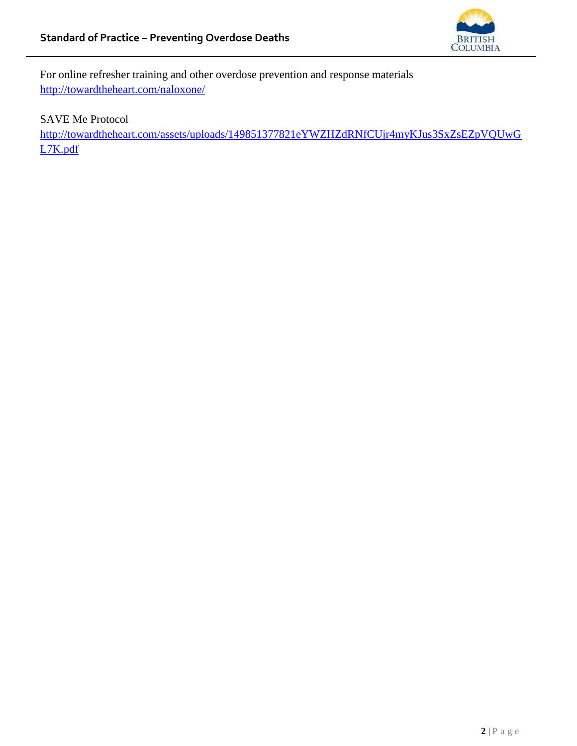For online refresher training and other overdose prevention and response materials
http://towardtheheart.com/naloxone/

SAVE Me Protocol
http://towardtheheart.com/assets/uploads/149851377821eYWZHZdRNfCUjr4myKJus3SxZsEZpVQUwGL7K.pdf